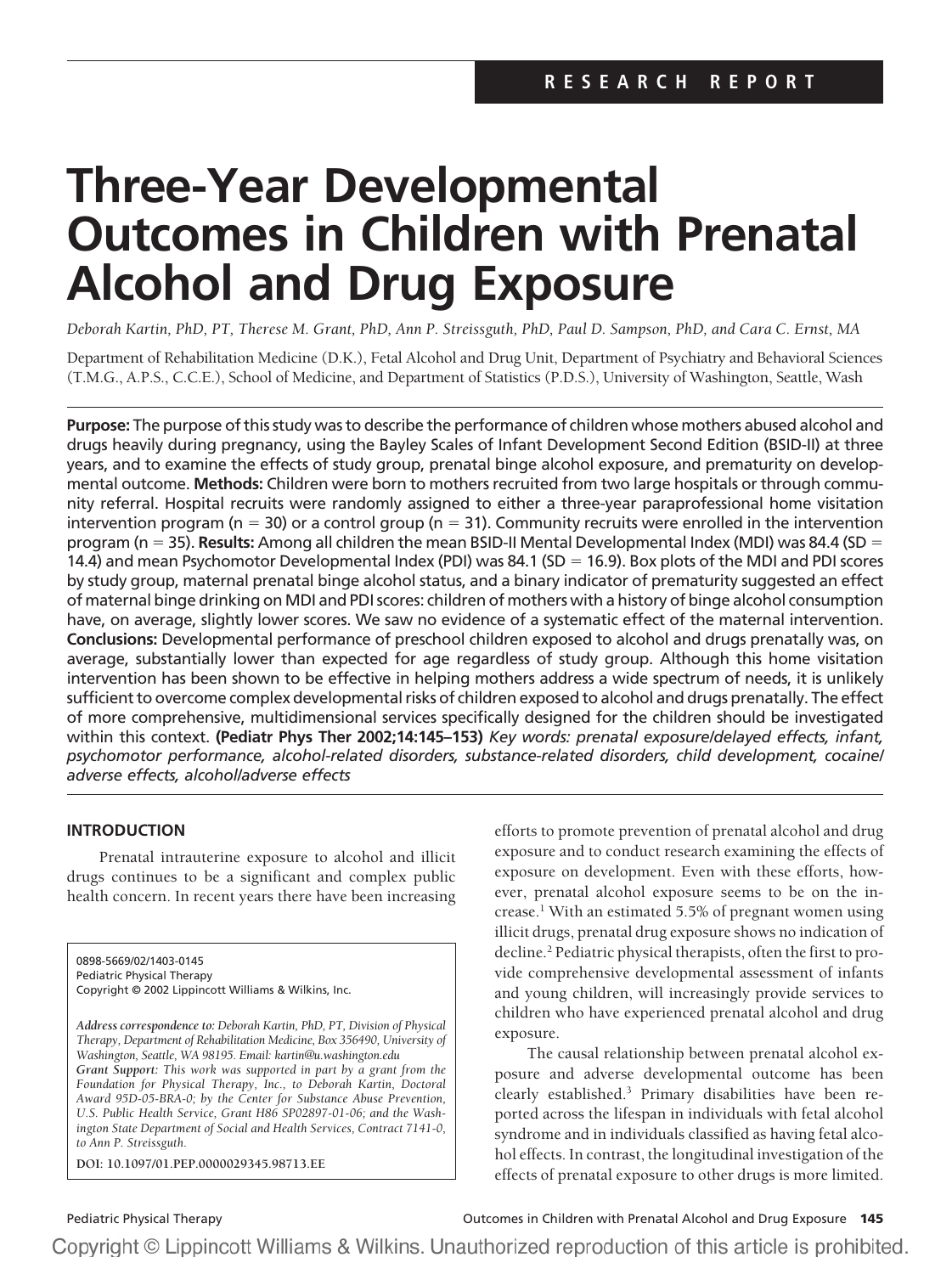RESEARCH REPORT

# Three-Year Developmental Outcomes in Children with Prenatal Alcohol and Drug Exposure

*Deborah Kartin, PhD, PT, Therese M. Grant, PhD, Ann P. Streissguth, PhD, Paul D. Sampson, PhD, and Cara C. Ernst, MA*

Department of Rehabilitation Medicine (D.K.), Fetal Alcohol and Drug Unit, Department of Psychiatry and Behavioral Sciences (T.M.G., A.P.S., C.C.E.), School of Medicine, and Department of Statistics (P.D.S.), University of Washington, Seattle, Wash

**Purpose:** The purpose of this study was to describe the performance of children whose mothers abused alcohol and drugs heavily during pregnancy, using the Bayley Scales of Infant Development Second Edition (BSID-II) at three years, and to examine the effects of study group, prenatal binge alcohol exposure, and prematurity on developmental outcome. **Methods:** Children were born to mothers recruited from two large hospitals or through community referral. Hospital recruits were randomly assigned to either a three-year paraprofessional home visitation intervention program (n = 30) or a control group (n = 31). Community recruits were enrolled in the intervention program (n = 35). **Results:** Among all children the mean BSID-II Mental Developmental Index (MDI) was 84.4 (SD = 14.4) and mean Psychomotor Developmental Index (PDI) was 84.1 (SD = 16.9). Box plots of the MDI and PDI scores by study group, maternal prenatal binge alcohol status, and a binary indicator of prematurity suggested an effect of maternal binge drinking on MDI and PDI scores: children of mothers with a history of binge alcohol consumption have, on average, slightly lower scores. We saw no evidence of a systematic effect of the maternal intervention. **Conclusions:** Developmental performance of preschool children exposed to alcohol and drugs prenatally was, on average, substantially lower than expected for age regardless of study group. Although this home visitation intervention has been shown to be effective in helping mothers address a wide spectrum of needs, it is unlikely sufficient to overcome complex developmental risks of children exposed to alcohol and drugs prenatally. The effect of more comprehensive, multidimensional services specifically designed for the children should be investigated within this context. **(Pediatr Phys Ther 2002;14:145–153)** *Key words: prenatal exposure/delayed effects, infant, psychomotor performance, alcohol-related disorders, substance-related disorders, child development, cocaine/adverse effects, alcohol/adverse effects*

## INTRODUCTION

Prenatal intrauterine exposure to alcohol and illicit drugs continues to be a significant and complex public health concern. In recent years there have been increasing efforts to promote prevention of prenatal alcohol and drug exposure and to conduct research examining the effects of exposure on development. Even with these efforts, however, prenatal alcohol exposure seems to be on the increase.[1] With an estimated 5.5% of pregnant women using illicit drugs, prenatal drug exposure shows no indication of decline.[2] Pediatric physical therapists, often the first to provide comprehensive developmental assessment of infants and young children, will increasingly provide services to children who have experienced prenatal alcohol and drug exposure.

The causal relationship between prenatal alcohol exposure and adverse developmental outcome has been clearly established.[3] Primary disabilities have been reported across the lifespan in individuals with fetal alcohol syndrome and in individuals classified as having fetal alcohol effects. In contrast, the longitudinal investigation of the effects of prenatal exposure to other drugs is more limited.

0898-5669/02/1403-0145
Pediatric Physical Therapy
Copyright © 2002 Lippincott Williams & Wilkins, Inc.

*Address correspondence to: Deborah Kartin, PhD, PT, Division of Physical Therapy, Department of Rehabilitation Medicine, Box 356490, University of Washington, Seattle, WA 98195. Email: kartin@u.washington.edu*
*Grant Support: This work was supported in part by a grant from the Foundation for Physical Therapy, Inc., to Deborah Kartin, Doctoral Award 95D-05-BRA-0; by the Center for Substance Abuse Prevention, U.S. Public Health Service, Grant H86 SP02897-01-06; and the Washington State Department of Social and Health Services, Contract 7141-0, to Ann P. Streissguth.*

DOI: 10.1097/01.PEP.0000029345.98713.EE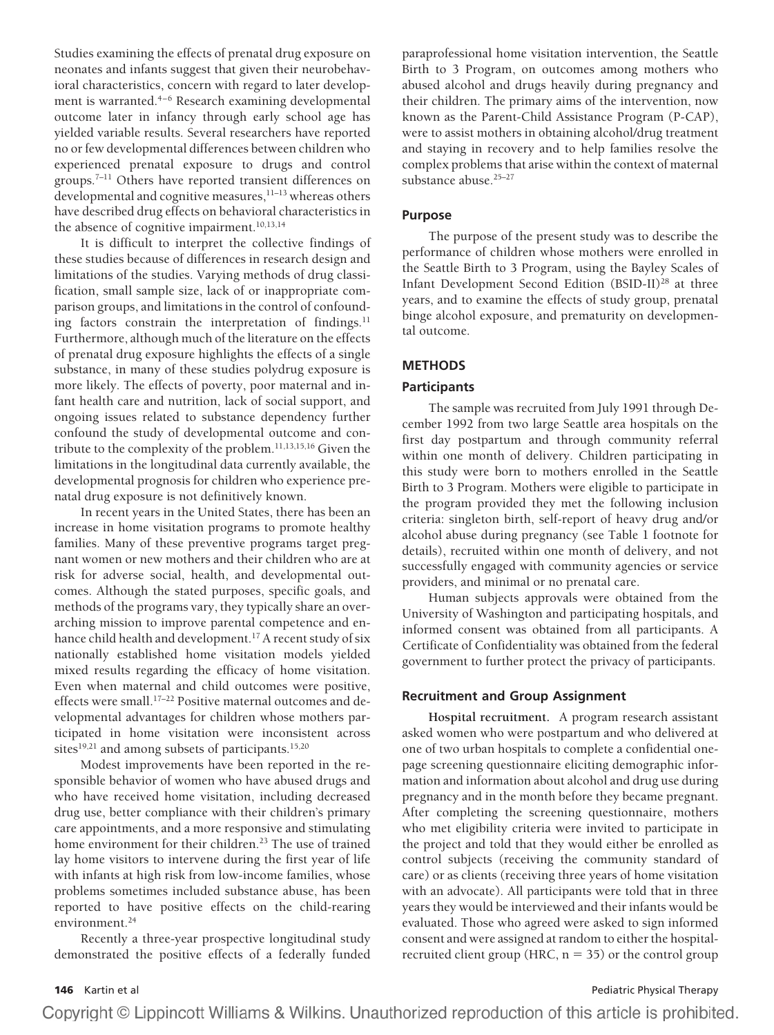Studies examining the effects of prenatal drug exposure on neonates and infants suggest that given their neurobehavioral characteristics, concern with regard to later development is warranted.[4–6] Research examining developmental outcome later in infancy through early school age has yielded variable results. Several researchers have reported no or few developmental differences between children who experienced prenatal exposure to drugs and control groups.[7–11] Others have reported transient differences on developmental and cognitive measures,[11–13] whereas others have described drug effects on behavioral characteristics in the absence of cognitive impairment.[10,13,14]

It is difficult to interpret the collective findings of these studies because of differences in research design and limitations of the studies. Varying methods of drug classification, small sample size, lack of or inappropriate comparison groups, and limitations in the control of confounding factors constrain the interpretation of findings.[11] Furthermore, although much of the literature on the effects of prenatal drug exposure highlights the effects of a single substance, in many of these studies polydrug exposure is more likely. The effects of poverty, poor maternal and infant health care and nutrition, lack of social support, and ongoing issues related to substance dependency further confound the study of developmental outcome and contribute to the complexity of the problem.[11,13,15,16] Given the limitations in the longitudinal data currently available, the developmental prognosis for children who experience prenatal drug exposure is not definitively known.

In recent years in the United States, there has been an increase in home visitation programs to promote healthy families. Many of these preventive programs target pregnant women or new mothers and their children who are at risk for adverse social, health, and developmental outcomes. Although the stated purposes, specific goals, and methods of the programs vary, they typically share an overarching mission to improve parental competence and enhance child health and development.[17] A recent study of six nationally established home visitation models yielded mixed results regarding the efficacy of home visitation. Even when maternal and child outcomes were positive, effects were small.[17–22] Positive maternal outcomes and developmental advantages for children whose mothers participated in home visitation were inconsistent across sites[19,21] and among subsets of participants.[15,20]

Modest improvements have been reported in the responsible behavior of women who have abused drugs and who have received home visitation, including decreased drug use, better compliance with their children's primary care appointments, and a more responsive and stimulating home environment for their children.[23] The use of trained lay home visitors to intervene during the first year of life with infants at high risk from low-income families, whose problems sometimes included substance abuse, has been reported to have positive effects on the child-rearing environment.[24]

Recently a three-year prospective longitudinal study demonstrated the positive effects of a federally funded paraprofessional home visitation intervention, the Seattle Birth to 3 Program, on outcomes among mothers who abused alcohol and drugs heavily during pregnancy and their children. The primary aims of the intervention, now known as the Parent-Child Assistance Program (P-CAP), were to assist mothers in obtaining alcohol/drug treatment and staying in recovery and to help families resolve the complex problems that arise within the context of maternal substance abuse.[25–27]

### Purpose

The purpose of the present study was to describe the performance of children whose mothers were enrolled in the Seattle Birth to 3 Program, using the Bayley Scales of Infant Development Second Edition (BSID-II)[28] at three years, and to examine the effects of study group, prenatal binge alcohol exposure, and prematurity on developmental outcome.

## METHODS

### Participants

The sample was recruited from July 1991 through December 1992 from two large Seattle area hospitals on the first day postpartum and through community referral within one month of delivery. Children participating in this study were born to mothers enrolled in the Seattle Birth to 3 Program. Mothers were eligible to participate in the program provided they met the following inclusion criteria: singleton birth, self-report of heavy drug and/or alcohol abuse during pregnancy (see Table 1 footnote for details), recruited within one month of delivery, and not successfully engaged with community agencies or service providers, and minimal or no prenatal care.

Human subjects approvals were obtained from the University of Washington and participating hospitals, and informed consent was obtained from all participants. A Certificate of Confidentiality was obtained from the federal government to further protect the privacy of participants.

### Recruitment and Group Assignment

**Hospital recruitment.** A program research assistant asked women who were postpartum and who delivered at one of two urban hospitals to complete a confidential one-page screening questionnaire eliciting demographic information and information about alcohol and drug use during pregnancy and in the month before they became pregnant. After completing the screening questionnaire, mothers who met eligibility criteria were invited to participate in the project and told that they would either be enrolled as control subjects (receiving the community standard of care) or as clients (receiving three years of home visitation with an advocate). All participants were told that in three years they would be interviewed and their infants would be evaluated. Those who agreed were asked to sign informed consent and were assigned at random to either the hospital-recruited client group (HRC, n = 35) or the control group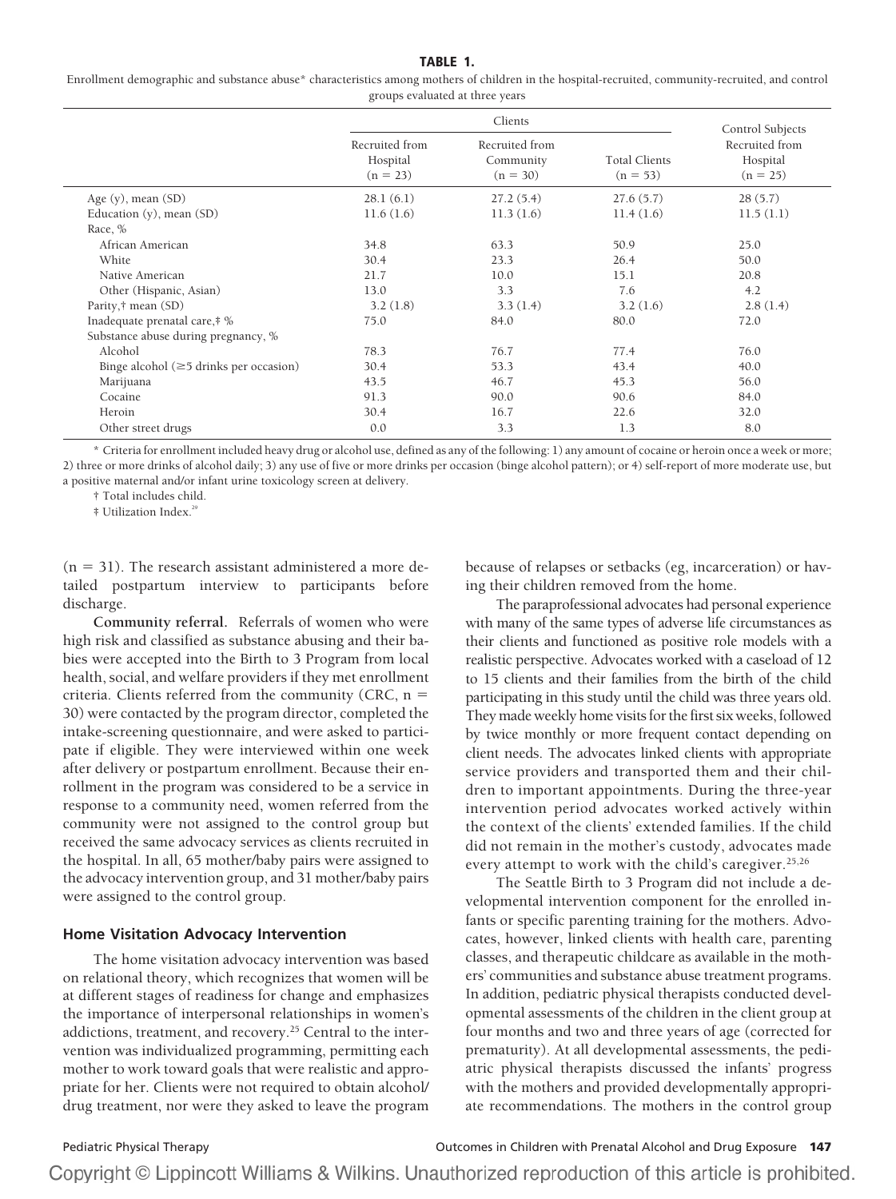**TABLE 1.**

Enrollment demographic and substance abuse* characteristics among mothers of children in the hospital-recruited, community-recruited, and control groups evaluated at three years

| | Clients | | | Control Subjects |
|---|---|---|---|---|
| | Recruited from Hospital (n = 23) | Recruited from Community (n = 30) | Total Clients (n = 53) | Recruited from Hospital (n = 25) |
| Age (y), mean (SD) | 28.1 (6.1) | 27.2 (5.4) | 27.6 (5.7) | 28 (5.7) |
| Education (y), mean (SD) | 11.6 (1.6) | 11.3 (1.6) | 11.4 (1.6) | 11.5 (1.1) |
| Race, % | | | | |
| African American | 34.8 | 63.3 | 50.9 | 25.0 |
| White | 30.4 | 23.3 | 26.4 | 50.0 |
| Native American | 21.7 | 10.0 | 15.1 | 20.8 |
| Other (Hispanic, Asian) | 13.0 | 3.3 | 7.6 | 4.2 |
| Parity,† mean (SD) | 3.2 (1.8) | 3.3 (1.4) | 3.2 (1.6) | 2.8 (1.4) |
| Inadequate prenatal care,‡ % | 75.0 | 84.0 | 80.0 | 72.0 |
| Substance abuse during pregnancy, % | | | | |
| Alcohol | 78.3 | 76.7 | 77.4 | 76.0 |
| Binge alcohol (≥5 drinks per occasion) | 30.4 | 53.3 | 43.4 | 40.0 |
| Marijuana | 43.5 | 46.7 | 45.3 | 56.0 |
| Cocaine | 91.3 | 90.0 | 90.6 | 84.0 |
| Heroin | 30.4 | 16.7 | 22.6 | 32.0 |
| Other street drugs | 0.0 | 3.3 | 1.3 | 8.0 |

\* Criteria for enrollment included heavy drug or alcohol use, defined as any of the following: 1) any amount of cocaine or heroin once a week or more; 2) three or more drinks of alcohol daily; 3) any use of five or more drinks per occasion (binge alcohol pattern); or 4) self-report of more moderate use, but a positive maternal and/or infant urine toxicology screen at delivery.

† Total includes child.

‡ Utilization Index.[29]

(n = 31). The research assistant administered a more detailed postpartum interview to participants before discharge.

**Community referral.** Referrals of women who were high risk and classified as substance abusing and their babies were accepted into the Birth to 3 Program from local health, social, and welfare providers if they met enrollment criteria. Clients referred from the community (CRC, n = 30) were contacted by the program director, completed the intake-screening questionnaire, and were asked to participate if eligible. They were interviewed within one week after delivery or postpartum enrollment. Because their enrollment in the program was considered to be a service in response to a community need, women referred from the community were not assigned to the control group but received the same advocacy services as clients recruited in the hospital. In all, 65 mother/baby pairs were assigned to the advocacy intervention group, and 31 mother/baby pairs were assigned to the control group.

### Home Visitation Advocacy Intervention

The home visitation advocacy intervention was based on relational theory, which recognizes that women will be at different stages of readiness for change and emphasizes the importance of interpersonal relationships in women's addictions, treatment, and recovery.[25] Central to the intervention was individualized programming, permitting each mother to work toward goals that were realistic and appropriate for her. Clients were not required to obtain alcohol/drug treatment, nor were they asked to leave the program because of relapses or setbacks (eg, incarceration) or having their children removed from the home.

The paraprofessional advocates had personal experience with many of the same types of adverse life circumstances as their clients and functioned as positive role models with a realistic perspective. Advocates worked with a caseload of 12 to 15 clients and their families from the birth of the child participating in this study until the child was three years old. They made weekly home visits for the first six weeks, followed by twice monthly or more frequent contact depending on client needs. The advocates linked clients with appropriate service providers and transported them and their children to important appointments. During the three-year intervention period advocates worked actively within the context of the clients' extended families. If the child did not remain in the mother's custody, advocates made every attempt to work with the child's caregiver.[25,26]

The Seattle Birth to 3 Program did not include a developmental intervention component for the enrolled infants or specific parenting training for the mothers. Advocates, however, linked clients with health care, parenting classes, and therapeutic childcare as available in the mothers' communities and substance abuse treatment programs. In addition, pediatric physical therapists conducted developmental assessments of the children in the client group at four months and two and three years of age (corrected for prematurity). At all developmental assessments, the pediatric physical therapists discussed the infants' progress with the mothers and provided developmentally appropriate recommendations. The mothers in the control group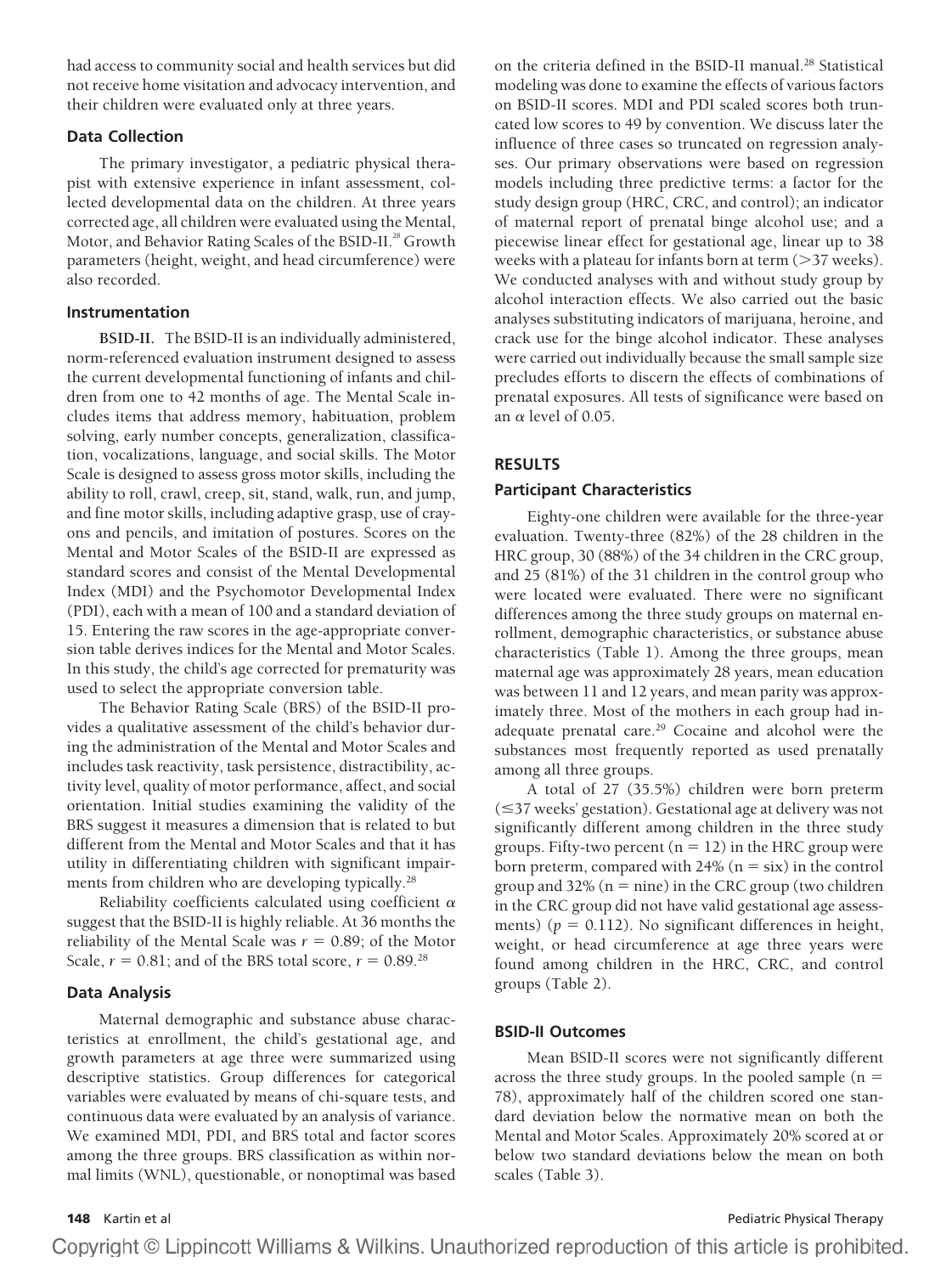had access to community social and health services but did not receive home visitation and advocacy intervention, and their children were evaluated only at three years.

### Data Collection

The primary investigator, a pediatric physical therapist with extensive experience in infant assessment, collected developmental data on the children. At three years corrected age, all children were evaluated using the Mental, Motor, and Behavior Rating Scales of the BSID-II.[28] Growth parameters (height, weight, and head circumference) were also recorded.

### Instrumentation

**BSID-II.** The BSID-II is an individually administered, norm-referenced evaluation instrument designed to assess the current developmental functioning of infants and children from one to 42 months of age. The Mental Scale includes items that address memory, habituation, problem solving, early number concepts, generalization, classification, vocalizations, language, and social skills. The Motor Scale is designed to assess gross motor skills, including the ability to roll, crawl, creep, sit, stand, walk, run, and jump, and fine motor skills, including adaptive grasp, use of crayons and pencils, and imitation of postures. Scores on the Mental and Motor Scales of the BSID-II are expressed as standard scores and consist of the Mental Developmental Index (MDI) and the Psychomotor Developmental Index (PDI), each with a mean of 100 and a standard deviation of 15. Entering the raw scores in the age-appropriate conversion table derives indices for the Mental and Motor Scales. In this study, the child's age corrected for prematurity was used to select the appropriate conversion table.

The Behavior Rating Scale (BRS) of the BSID-II provides a qualitative assessment of the child's behavior during the administration of the Mental and Motor Scales and includes task reactivity, task persistence, distractibility, activity level, quality of motor performance, affect, and social orientation. Initial studies examining the validity of the BRS suggest it measures a dimension that is related to but different from the Mental and Motor Scales and that it has utility in differentiating children with significant impairments from children who are developing typically.[28]

Reliability coefficients calculated using coefficient $\alpha$ suggest that the BSID-II is highly reliable. At 36 months the reliability of the Mental Scale was $r = 0.89$; of the Motor Scale, $r = 0.81$; and of the BRS total score, $r = 0.89$.[28]

### Data Analysis

Maternal demographic and substance abuse characteristics at enrollment, the child's gestational age, and growth parameters at age three were summarized using descriptive statistics. Group differences for categorical variables were evaluated by means of chi-square tests, and continuous data were evaluated by an analysis of variance. We examined MDI, PDI, and BRS total and factor scores among the three groups. BRS classification as within normal limits (WNL), questionable, or nonoptimal was based on the criteria defined in the BSID-II manual.[28] Statistical modeling was done to examine the effects of various factors on BSID-II scores. MDI and PDI scaled scores both truncated low scores to 49 by convention. We discuss later the influence of three cases so truncated on regression analyses. Our primary observations were based on regression models including three predictive terms: a factor for the study design group (HRC, CRC, and control); an indicator of maternal report of prenatal binge alcohol use; and a piecewise linear effect for gestational age, linear up to 38 weeks with a plateau for infants born at term (>37 weeks). We conducted analyses with and without study group by alcohol interaction effects. We also carried out the basic analyses substituting indicators of marijuana, heroine, and crack use for the binge alcohol indicator. These analyses were carried out individually because the small sample size precludes efforts to discern the effects of combinations of prenatal exposures. All tests of significance were based on an $\alpha$ level of 0.05.

## RESULTS

### Participant Characteristics

Eighty-one children were available for the three-year evaluation. Twenty-three (82%) of the 28 children in the HRC group, 30 (88%) of the 34 children in the CRC group, and 25 (81%) of the 31 children in the control group who were located were evaluated. There were no significant differences among the three study groups on maternal enrollment, demographic characteristics, or substance abuse characteristics (Table 1). Among the three groups, mean maternal age was approximately 28 years, mean education was between 11 and 12 years, and mean parity was approximately three. Most of the mothers in each group had inadequate prenatal care.[29] Cocaine and alcohol were the substances most frequently reported as used prenatally among all three groups.

A total of 27 (35.5%) children were born preterm (≤37 weeks' gestation). Gestational age at delivery was not significantly different among children in the three study groups. Fifty-two percent (n = 12) in the HRC group were born preterm, compared with 24% (n = six) in the control group and 32% (n = nine) in the CRC group (two children in the CRC group did not have valid gestational age assessments) ($p = 0.112$). No significant differences in height, weight, or head circumference at age three years were found among children in the HRC, CRC, and control groups (Table 2).

### BSID-II Outcomes

Mean BSID-II scores were not significantly different across the three study groups. In the pooled sample (n = 78), approximately half of the children scored one standard deviation below the normative mean on both the Mental and Motor Scales. Approximately 20% scored at or below two standard deviations below the mean on both scales (Table 3).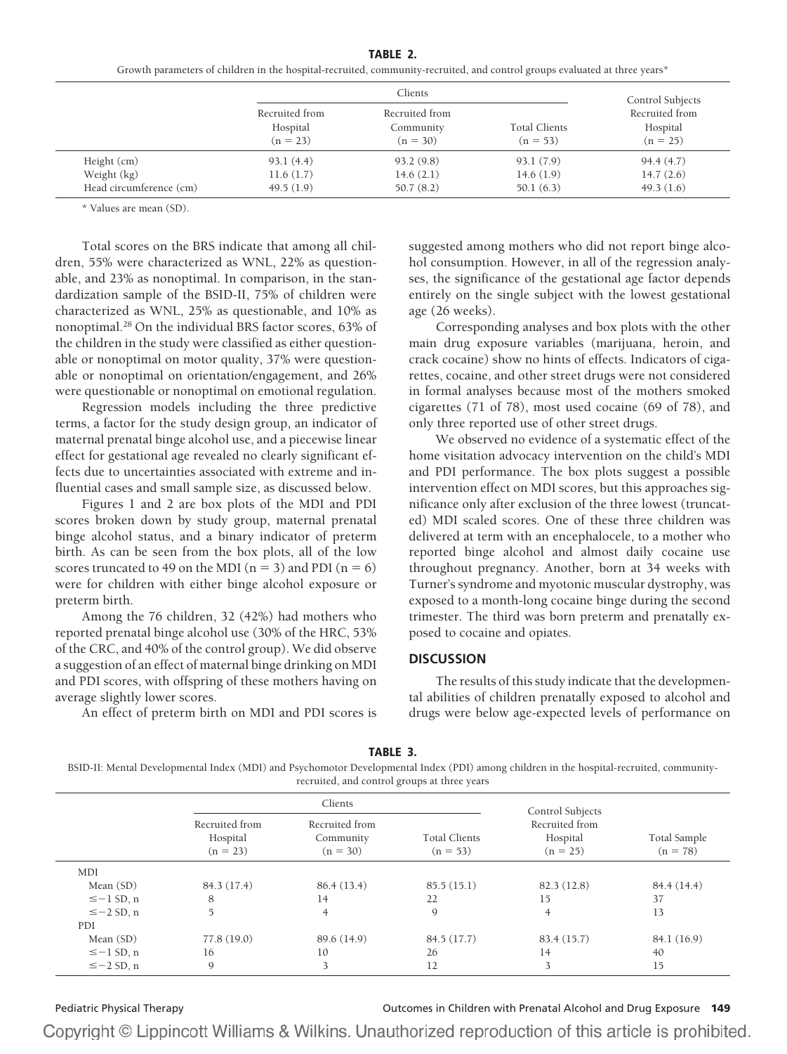**TABLE 2.**

Growth parameters of children in the hospital-recruited, community-recruited, and control groups evaluated at three years*

| | Clients | | | Control Subjects |
|---|---|---|---|---|
| | Recruited from Hospital (n = 23) | Recruited from Community (n = 30) | Total Clients (n = 53) | Recruited from Hospital (n = 25) |
| Height (cm) | 93.1 (4.4) | 93.2 (9.8) | 93.1 (7.9) | 94.4 (4.7) |
| Weight (kg) | 11.6 (1.7) | 14.6 (2.1) | 14.6 (1.9) | 14.7 (2.6) |
| Head circumference (cm) | 49.5 (1.9) | 50.7 (8.2) | 50.1 (6.3) | 49.3 (1.6) |

\* Values are mean (SD).

Total scores on the BRS indicate that among all children, 55% were characterized as WNL, 22% as questionable, and 23% as nonoptimal. In comparison, in the standardization sample of the BSID-II, 75% of children were characterized as WNL, 25% as questionable, and 10% as nonoptimal.[28] On the individual BRS factor scores, 63% of the children in the study were classified as either questionable or nonoptimal on motor quality, 37% were questionable or nonoptimal on orientation/engagement, and 26% were questionable or nonoptimal on emotional regulation.

Regression models including the three predictive terms, a factor for the study design group, an indicator of maternal prenatal binge alcohol use, and a piecewise linear effect for gestational age revealed no clearly significant effects due to uncertainties associated with extreme and influential cases and small sample size, as discussed below.

Figures 1 and 2 are box plots of the MDI and PDI scores broken down by study group, maternal prenatal binge alcohol status, and a binary indicator of preterm birth. As can be seen from the box plots, all of the low scores truncated to 49 on the MDI (n = 3) and PDI (n = 6) were for children with either binge alcohol exposure or preterm birth.

Among the 76 children, 32 (42%) had mothers who reported prenatal binge alcohol use (30% of the HRC, 53% of the CRC, and 40% of the control group). We did observe a suggestion of an effect of maternal binge drinking on MDI and PDI scores, with offspring of these mothers having on average slightly lower scores.

An effect of preterm birth on MDI and PDI scores is suggested among mothers who did not report binge alcohol consumption. However, in all of the regression analyses, the significance of the gestational age factor depends entirely on the single subject with the lowest gestational age (26 weeks).

Corresponding analyses and box plots with the other main drug exposure variables (marijuana, heroin, and crack cocaine) show no hints of effects. Indicators of cigarettes, cocaine, and other street drugs were not considered in formal analyses because most of the mothers smoked cigarettes (71 of 78), most used cocaine (69 of 78), and only three reported use of other street drugs.

We observed no evidence of a systematic effect of the home visitation advocacy intervention on the child's MDI and PDI performance. The box plots suggest a possible intervention effect on MDI scores, but this approaches significance only after exclusion of the three lowest (truncated) MDI scaled scores. One of these three children was delivered at term with an encephalocele, to a mother who reported binge alcohol and almost daily cocaine use throughout pregnancy. Another, born at 34 weeks with Turner's syndrome and myotonic muscular dystrophy, was exposed to a month-long cocaine binge during the second trimester. The third was born preterm and prenatally exposed to cocaine and opiates.

## DISCUSSION

The results of this study indicate that the developmental abilities of children prenatally exposed to alcohol and drugs were below age-expected levels of performance on

**TABLE 3.**

BSID-II: Mental Developmental Index (MDI) and Psychomotor Developmental Index (PDI) among children in the hospital-recruited, community-recruited, and control groups at three years

| | Clients | | | Control Subjects | |
|---|---|---|---|---|---|
| | Recruited from Hospital (n = 23) | Recruited from Community (n = 30) | Total Clients (n = 53) | Recruited from Hospital (n = 25) | Total Sample (n = 78) |
| MDI | | | | | |
| Mean (SD) | 84.3 (17.4) | 86.4 (13.4) | 85.5 (15.1) | 82.3 (12.8) | 84.4 (14.4) |
| ≤−1 SD, n | 8 | 14 | 22 | 15 | 37 |
| ≤−2 SD, n | 5 | 4 | 9 | 4 | 13 |
| PDI | | | | | |
| Mean (SD) | 77.8 (19.0) | 89.6 (14.9) | 84.5 (17.7) | 83.4 (15.7) | 84.1 (16.9) |
| ≤−1 SD, n | 16 | 10 | 26 | 14 | 40 |
| ≤−2 SD, n | 9 | 3 | 12 | 3 | 15 |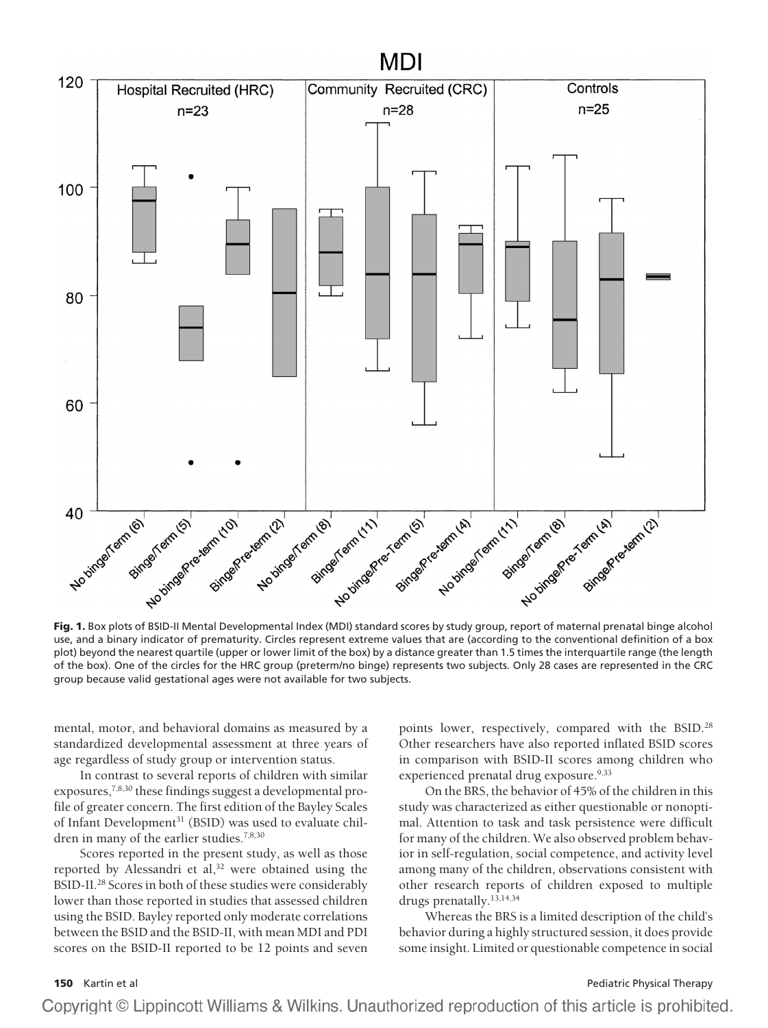**Fig. 1.** Box plots of BSID-II Mental Developmental Index (MDI) standard scores by study group, report of maternal prenatal binge alcohol use, and a binary indicator of prematurity. Circles represent extreme values that are (according to the conventional definition of a box plot) beyond the nearest quartile (upper or lower limit of the box) by a distance greater than 1.5 times the interquartile range (the length of the box). One of the circles for the HRC group (preterm/no binge) represents two subjects. Only 28 cases are represented in the CRC group because valid gestational ages were not available for two subjects.

mental, motor, and behavioral domains as measured by a standardized developmental assessment at three years of age regardless of study group or intervention status.

In contrast to several reports of children with similar exposures,[7,8,30] these findings suggest a developmental profile of greater concern. The first edition of the Bayley Scales of Infant Development[31] (BSID) was used to evaluate children in many of the earlier studies.[7,8,30]

Scores reported in the present study, as well as those reported by Alessandri et al,[32] were obtained using the BSID-II.[28] Scores in both of these studies were considerably lower than those reported in studies that assessed children using the BSID. Bayley reported only moderate correlations between the BSID and the BSID-II, with mean MDI and PDI scores on the BSID-II reported to be 12 points and seven points lower, respectively, compared with the BSID.[28] Other researchers have also reported inflated BSID scores in comparison with BSID-II scores among children who experienced prenatal drug exposure.[9,33]

On the BRS, the behavior of 45% of the children in this study was characterized as either questionable or nonoptimal. Attention to task and task persistence were difficult for many of the children. We also observed problem behavior in self-regulation, social competence, and activity level among many of the children, observations consistent with other research reports of children exposed to multiple drugs prenatally.[13,14,34]

Whereas the BRS is a limited description of the child's behavior during a highly structured session, it does provide some insight. Limited or questionable competence in social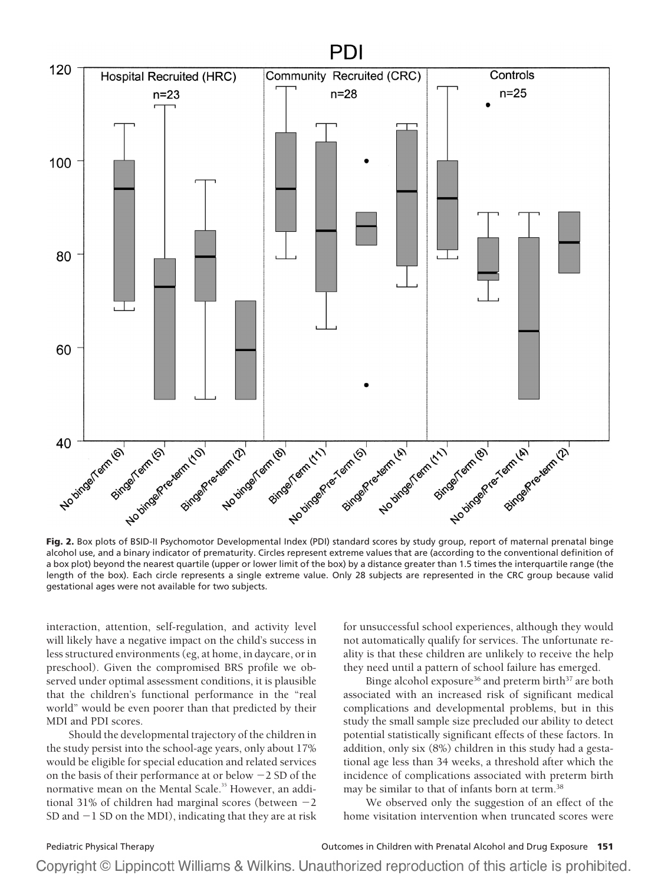PDI

120

100

80

60

40

Hospital Recruited (HRC)

n=23

Community Recruited (CRC)

n=28

Controls

n=25

No binge/Term (6)

Binge/Term (5)

No binge/Pre-term (10)

Binge/Pre-term (2)

No binge/Term (8)

Binge/Term (11)

No binge/Pre-Term (5)

Binge/Pre-term (4)

No binge/Term (11)

Binge/Term (8)

No binge/Pre-Term (4)

Binge/Pre-term (2)

**Fig. 2.** Box plots of BSID-II Psychomotor Developmental Index (PDI) standard scores by study group, report of maternal prenatal binge alcohol use, and a binary indicator of prematurity. Circles represent extreme values that are (according to the conventional definition of a box plot) beyond the nearest quartile (upper or lower limit of the box) by a distance greater than 1.5 times the interquartile range (the length of the box). Each circle represents a single extreme value. Only 28 subjects are represented in the CRC group because valid gestational ages were not available for two subjects.

interaction, attention, self-regulation, and activity level will likely have a negative impact on the child's success in less structured environments (eg, at home, in daycare, or in preschool). Given the compromised BRS profile we observed under optimal assessment conditions, it is plausible that the children's functional performance in the "real world" would be even poorer than that predicted by their MDI and PDI scores.

Should the developmental trajectory of the children in the study persist into the school-age years, only about 17% would be eligible for special education and related services on the basis of their performance at or below −2 SD of the normative mean on the Mental Scale.[35] However, an additional 31% of children had marginal scores (between −2 SD and −1 SD on the MDI), indicating that they are at risk for unsuccessful school experiences, although they would not automatically qualify for services. The unfortunate reality is that these children are unlikely to receive the help they need until a pattern of school failure has emerged.

Binge alcohol exposure[36] and preterm birth[37] are both associated with an increased risk of significant medical complications and developmental problems, but in this study the small sample size precluded our ability to detect potential statistically significant effects of these factors. In addition, only six (8%) children in this study had a gestational age less than 34 weeks, a threshold after which the incidence of complications associated with preterm birth may be similar to that of infants born at term.[38]

We observed only the suggestion of an effect of the home visitation intervention when truncated scores were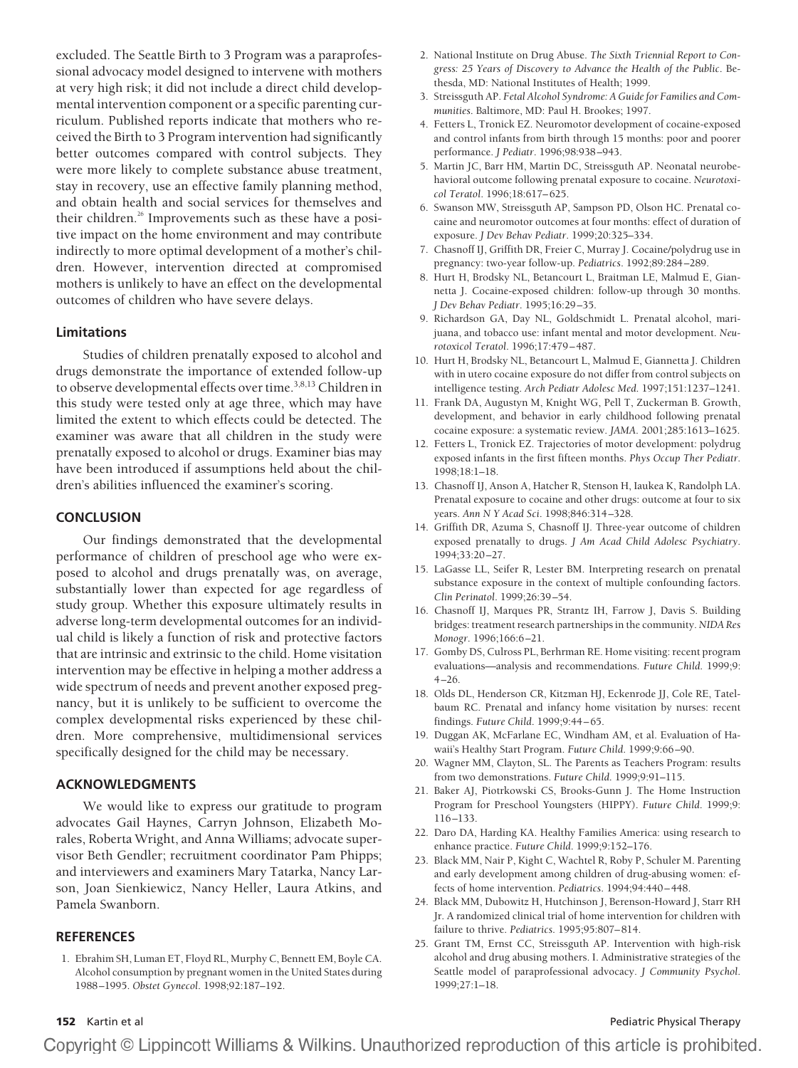excluded. The Seattle Birth to 3 Program was a paraprofessional advocacy model designed to intervene with mothers at very high risk; it did not include a direct child developmental intervention component or a specific parenting curriculum. Published reports indicate that mothers who received the Birth to 3 Program intervention had significantly better outcomes compared with control subjects. They were more likely to complete substance abuse treatment, stay in recovery, use an effective family planning method, and obtain health and social services for themselves and their children.[26] Improvements such as these have a positive impact on the home environment and may contribute indirectly to more optimal development of a mother's children. However, intervention directed at compromised mothers is unlikely to have an effect on the developmental outcomes of children who have severe delays.

### Limitations

Studies of children prenatally exposed to alcohol and drugs demonstrate the importance of extended follow-up to observe developmental effects over time.[3,8,13] Children in this study were tested only at age three, which may have limited the extent to which effects could be detected. The examiner was aware that all children in the study were prenatally exposed to alcohol or drugs. Examiner bias may have been introduced if assumptions held about the children's abilities influenced the examiner's scoring.

## CONCLUSION

Our findings demonstrated that the developmental performance of children of preschool age who were exposed to alcohol and drugs prenatally was, on average, substantially lower than expected for age regardless of study group. Whether this exposure ultimately results in adverse long-term developmental outcomes for an individual child is likely a function of risk and protective factors that are intrinsic and extrinsic to the child. Home visitation intervention may be effective in helping a mother address a wide spectrum of needs and prevent another exposed pregnancy, but it is unlikely to be sufficient to overcome the complex developmental risks experienced by these children. More comprehensive, multidimensional services specifically designed for the child may be necessary.

## ACKNOWLEDGMENTS

We would like to express our gratitude to program advocates Gail Haynes, Carryn Johnson, Elizabeth Morales, Roberta Wright, and Anna Williams; advocate supervisor Beth Gendler; recruitment coordinator Pam Phipps; and interviewers and examiners Mary Tatarka, Nancy Larson, Joan Sienkiewicz, Nancy Heller, Laura Atkins, and Pamela Swanborn.

## REFERENCES

1. Ebrahim SH, Luman ET, Floyd RL, Murphy C, Bennett EM, Boyle CA. Alcohol consumption by pregnant women in the United States during 1988–1995. *Obstet Gynecol*. 1998;92:187–192.
2. National Institute on Drug Abuse. *The Sixth Triennial Report to Congress: 25 Years of Discovery to Advance the Health of the Public*. Bethesda, MD: National Institutes of Health; 1999.
3. Streissguth AP. *Fetal Alcohol Syndrome: A Guide for Families and Communities*. Baltimore, MD: Paul H. Brookes; 1997.
4. Fetters L, Tronick EZ. Neuromotor development of cocaine-exposed and control infants from birth through 15 months: poor and poorer performance. *J Pediatr*. 1996;98:938–943.
5. Martin JC, Barr HM, Martin DC, Streissguth AP. Neonatal neurobehavioral outcome following prenatal exposure to cocaine. *Neurotoxicol Teratol*. 1996;18:617–625.
6. Swanson MW, Streissguth AP, Sampson PD, Olson HC. Prenatal cocaine and neuromotor outcomes at four months: effect of duration of exposure. *J Dev Behav Pediatr*. 1999;20:325–334.
7. Chasnoff IJ, Griffith DR, Freier C, Murray J. Cocaine/polydrug use in pregnancy: two-year follow-up. *Pediatrics*. 1992;89:284–289.
8. Hurt H, Brodsky NL, Betancourt L, Braitman LE, Malmud E, Giannetta J. Cocaine-exposed children: follow-up through 30 months. *J Dev Behav Pediatr*. 1995;16:29–35.
9. Richardson GA, Day NL, Goldschmidt L. Prenatal alcohol, marijuana, and tobacco use: infant mental and motor development. *Neurotoxicol Teratol*. 1996;17:479–487.
10. Hurt H, Brodsky NL, Betancourt L, Malmud E, Giannetta J. Children with in utero cocaine exposure do not differ from control subjects on intelligence testing. *Arch Pediatr Adolesc Med*. 1997;151:1237–1241.
11. Frank DA, Augustyn M, Knight WG, Pell T, Zuckerman B. Growth, development, and behavior in early childhood following prenatal cocaine exposure: a systematic review. *JAMA*. 2001;285:1613–1625.
12. Fetters L, Tronick EZ. Trajectories of motor development: polydrug exposed infants in the first fifteen months. *Phys Occup Ther Pediatr*. 1998;18:1–18.
13. Chasnoff IJ, Anson A, Hatcher R, Stenson H, Iaukea K, Randolph LA. Prenatal exposure to cocaine and other drugs: outcome at four to six years. *Ann N Y Acad Sci*. 1998;846:314–328.
14. Griffith DR, Azuma S, Chasnoff IJ. Three-year outcome of children exposed prenatally to drugs. *J Am Acad Child Adolesc Psychiatry*. 1994;33:20–27.
15. LaGasse LL, Seifer R, Lester BM. Interpreting research on prenatal substance exposure in the context of multiple confounding factors. *Clin Perinatol*. 1999;26:39–54.
16. Chasnoff IJ, Marques PR, Strantz IH, Farrow J, Davis S. Building bridges: treatment research partnerships in the community. *NIDA Res Monogr*. 1996;166:6–21.
17. Gomby DS, Culross PL, Berhrman RE. Home visiting: recent program evaluations—analysis and recommendations. *Future Child*. 1999;9: 4–26.
18. Olds DL, Henderson CR, Kitzman HJ, Eckenrode JJ, Cole RE, Tatelbaum RC. Prenatal and infancy home visitation by nurses: recent findings. *Future Child*. 1999;9:44–65.
19. Duggan AK, McFarlane EC, Windham AM, et al. Evaluation of Hawaii's Healthy Start Program. *Future Child*. 1999;9:66–90.
20. Wagner MM, Clayton, SL. The Parents as Teachers Program: results from two demonstrations. *Future Child*. 1999;9:91–115.
21. Baker AJ, Piotrkowski CS, Brooks-Gunn J. The Home Instruction Program for Preschool Youngsters (HIPPY). *Future Child*. 1999;9: 116–133.
22. Daro DA, Harding KA. Healthy Families America: using research to enhance practice. *Future Child*. 1999;9:152–176.
23. Black MM, Nair P, Kight C, Wachtel R, Roby P, Schuler M. Parenting and early development among children of drug-abusing women: effects of home intervention. *Pediatrics*. 1994;94:440–448.
24. Black MM, Dubowitz H, Hutchinson J, Berenson-Howard J, Starr RH Jr. A randomized clinical trial of home intervention for children with failure to thrive. *Pediatrics*. 1995;95:807–814.
25. Grant TM, Ernst CC, Streissguth AP. Intervention with high-risk alcohol and drug abusing mothers. I. Administrative strategies of the Seattle model of paraprofessional advocacy. *J Community Psychol*. 1999;27:1–18.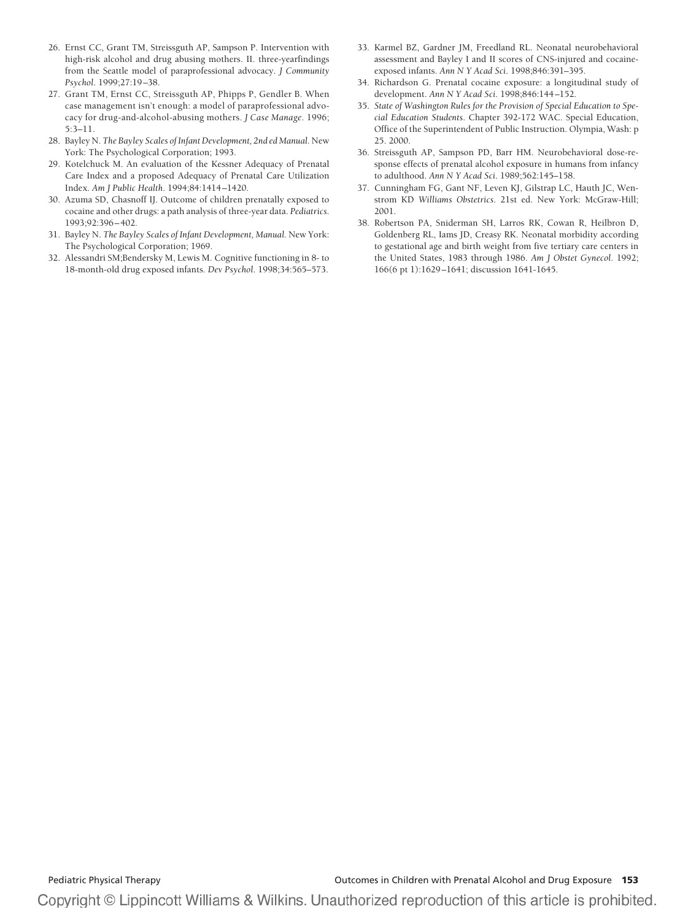26. Ernst CC, Grant TM, Streissguth AP, Sampson P. Intervention with high-risk alcohol and drug abusing mothers. II. three-yearfindings from the Seattle model of paraprofessional advocacy. *J Community Psychol*. 1999;27:19–38.
27. Grant TM, Ernst CC, Streissguth AP, Phipps P, Gendler B. When case management isn't enough: a model of paraprofessional advocacy for drug-and-alcohol-abusing mothers. *J Case Manage*. 1996; 5:3–11.
28. Bayley N. *The Bayley Scales of Infant Development, 2nd ed Manual*. New York: The Psychological Corporation; 1993.
29. Kotelchuck M. An evaluation of the Kessner Adequacy of Prenatal Care Index and a proposed Adequacy of Prenatal Care Utilization Index. *Am J Public Health*. 1994;84:1414–1420.
30. Azuma SD, Chasnoff IJ. Outcome of children prenatally exposed to cocaine and other drugs: a path analysis of three-year data. *Pediatrics*. 1993;92:396–402.
31. Bayley N. *The Bayley Scales of Infant Development, Manual*. New York: The Psychological Corporation; 1969.
32. Alessandri SM;Bendersky M, Lewis M. Cognitive functioning in 8- to 18-month-old drug exposed infants. *Dev Psychol*. 1998;34:565–573.
33. Karmel BZ, Gardner JM, Freedland RL. Neonatal neurobehavioral assessment and Bayley I and II scores of CNS-injured and cocaine-exposed infants. *Ann N Y Acad Sci*. 1998;846:391–395.
34. Richardson G. Prenatal cocaine exposure: a longitudinal study of development. *Ann N Y Acad Sci*. 1998;846:144–152.
35. *State of Washington Rules for the Provision of Special Education to Special Education Students*. Chapter 392-172 WAC. Special Education, Office of the Superintendent of Public Instruction. Olympia, Wash: p 25. 2000.
36. Streissguth AP, Sampson PD, Barr HM. Neurobehavioral dose-response effects of prenatal alcohol exposure in humans from infancy to adulthood. *Ann N Y Acad Sci*. 1989;562:145–158.
37. Cunningham FG, Gant NF, Leven KJ, Gilstrap LC, Hauth JC, Wenstrom KD *Williams Obstetrics*. 21st ed. New York: McGraw-Hill; 2001.
38. Robertson PA, Sniderman SH, Larros RK, Cowan R, Heilbron D, Goldenberg RL, Iams JD, Creasy RK. Neonatal morbidity according to gestational age and birth weight from five tertiary care centers in the United States, 1983 through 1986. *Am J Obstet Gynecol*. 1992; 166(6 pt 1):1629–1641; discussion 1641-1645.

Copyright © Lippincott Williams & Wilkins. Unauthorized reproduction of this article is prohibited.